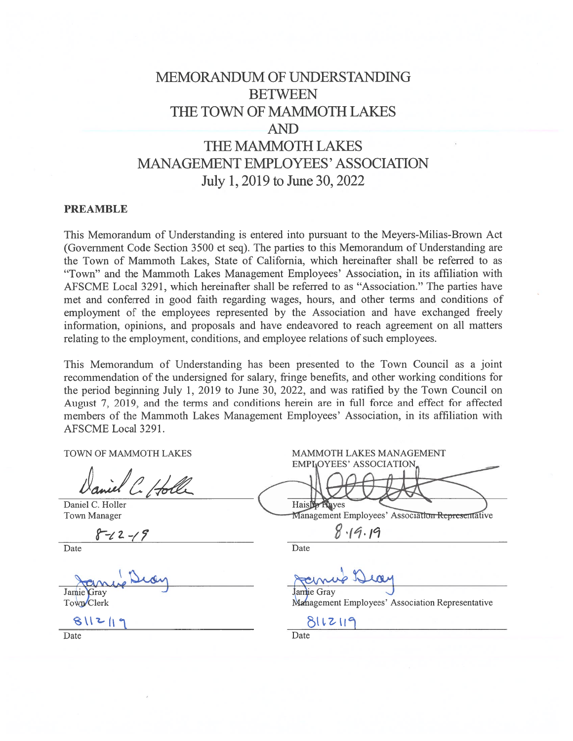# MEMORANDUM OF UNDERSTANDING
# BETWEEN
# THE TOWN OF MAMMOTH LAKES
# AND
# THE MAMMOTH LAKES MANAGEMENT EMPLOYEES' ASSOCIATION
# July 1, 2019 to June 30, 2022

## PREAMBLE

This Memorandum of Understanding is entered into pursuant to the Meyers-Milias-Brown Act (Government Code Section 3500 et seq). The parties to this Memorandum of Understanding are the Town of Mammoth Lakes, State of California, which hereinafter shall be referred to as "Town" and the Mammoth Lakes Management Employees' Association, in its affiliation with AFSCME Local 3291, which hereinafter shall be referred to as "Association." The parties have met and conferred in good faith regarding wages, hours, and other terms and conditions of employment of the employees represented by the Association and have exchanged freely information, opinions, and proposals and have endeavored to reach agreement on all matters relating to the employment, conditions, and employee relations of such employees.

This Memorandum of Understanding has been presented to the Town Council as a joint recommendation of the undersigned for salary, fringe benefits, and other working conditions for the period beginning July 1, 2019 to June 30, 2022, and was ratified by the Town Council on August 7, 2019, and the terms and conditions herein are in full force and effect for affected members of the Mammoth Lakes Management Employees' Association, in its affiliation with AFSCME Local 3291.

| TOWN OF MAMMOTH LAKES | MAMMOTH LAKES MANAGEMENT EMPLOYEES' ASSOCIATION |
|---|---|
| *(signature)* | *(signature)* |
| Daniel C. Holler<br>Town Manager | Haislip Hayes<br>Management Employees' Association Representative |
| 8-12-19<br>Date | 8.19.19<br>Date |
| *(signature)* | *(signature)* |
| Jamie Gray<br>Town Clerk | Jamie Gray<br>Management Employees' Association Representative |
| 8/12/19<br>Date | 8/12/19<br>Date |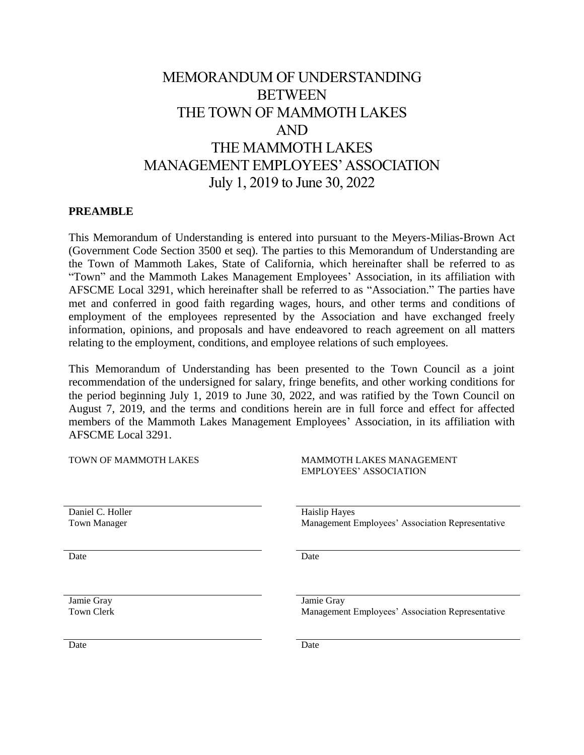# MEMORANDUM OF UNDERSTANDING BETWEEN THE TOWN OF MAMMOTH LAKES AND THE MAMMOTH LAKES MANAGEMENT EMPLOYEES' ASSOCIATION July 1, 2019 to June 30, 2022

**PREAMBLE**

This Memorandum of Understanding is entered into pursuant to the Meyers-Milias-Brown Act (Government Code Section 3500 et seq). The parties to this Memorandum of Understanding are the Town of Mammoth Lakes, State of California, which hereinafter shall be referred to as "Town" and the Mammoth Lakes Management Employees' Association, in its affiliation with AFSCME Local 3291, which hereinafter shall be referred to as "Association." The parties have met and conferred in good faith regarding wages, hours, and other terms and conditions of employment of the employees represented by the Association and have exchanged freely information, opinions, and proposals and have endeavored to reach agreement on all matters relating to the employment, conditions, and employee relations of such employees.

This Memorandum of Understanding has been presented to the Town Council as a joint recommendation of the undersigned for salary, fringe benefits, and other working conditions for the period beginning July 1, 2019 to June 30, 2022, and was ratified by the Town Council on August 7, 2019, and the terms and conditions herein are in full force and effect for affected members of the Mammoth Lakes Management Employees' Association, in its affiliation with AFSCME Local 3291.

| TOWN OF MAMMOTH LAKES | MAMMOTH LAKES MANAGEMENT EMPLOYEES' ASSOCIATION |
| --- | --- |
| \_\_\_\_\_\_\_\_\_\_\_\_\_\_\_\_\_\_\_\_ | \_\_\_\_\_\_\_\_\_\_\_\_\_\_\_\_\_\_\_\_ |
| Daniel C. Holler<br>Town Manager | Haislip Hayes<br>Management Employees' Association Representative |
| \_\_\_\_\_\_\_\_\_\_\_\_\_\_\_\_\_\_\_\_ | \_\_\_\_\_\_\_\_\_\_\_\_\_\_\_\_\_\_\_\_ |
| Date | Date |
| \_\_\_\_\_\_\_\_\_\_\_\_\_\_\_\_\_\_\_\_ | \_\_\_\_\_\_\_\_\_\_\_\_\_\_\_\_\_\_\_\_ |
| Jamie Gray<br>Town Clerk | Jamie Gray<br>Management Employees' Association Representative |
| \_\_\_\_\_\_\_\_\_\_\_\_\_\_\_\_\_\_\_\_ | \_\_\_\_\_\_\_\_\_\_\_\_\_\_\_\_\_\_\_\_ |
| Date | Date |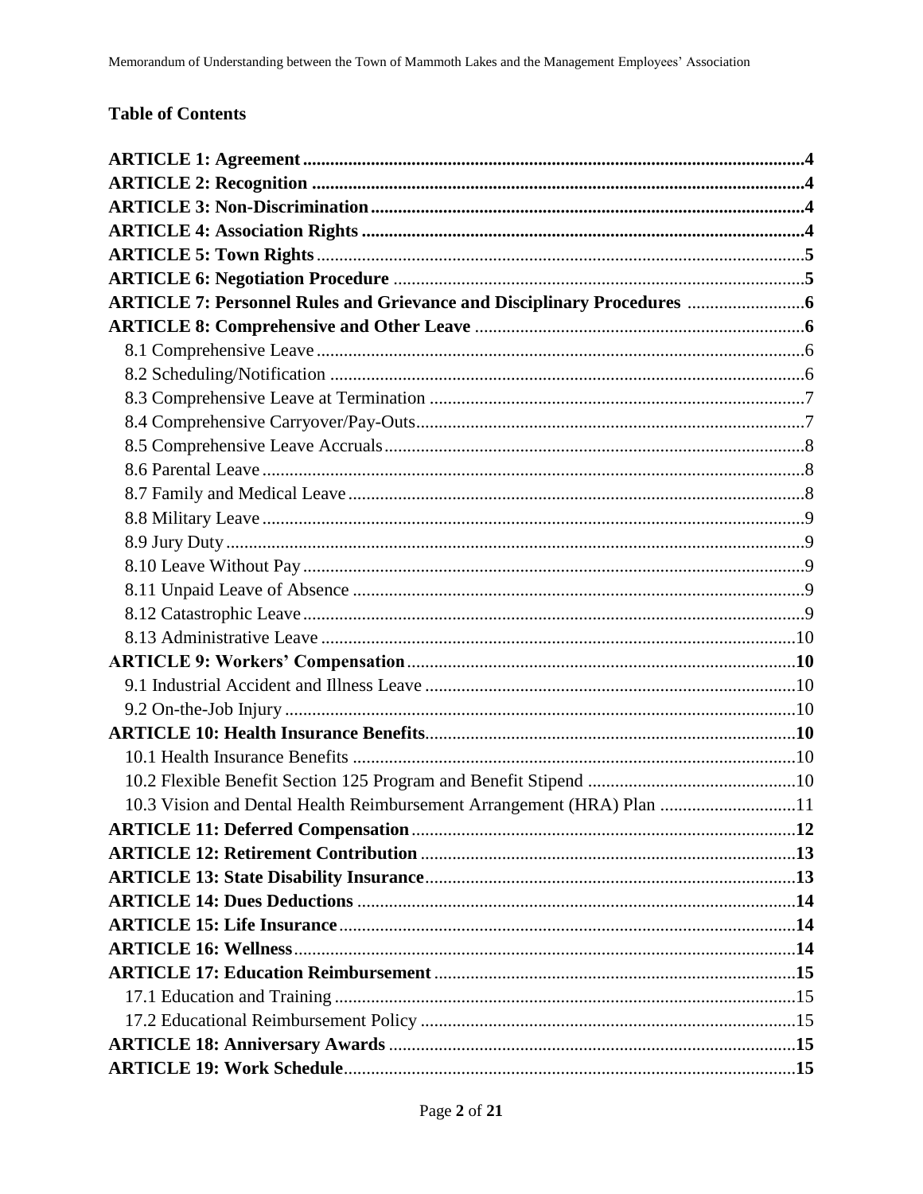## Table of Contents

**ARTICLE 1: Agreement** ..... **4**
**ARTICLE 2: Recognition** ..... **4**
**ARTICLE 3: Non-Discrimination** ..... **4**
**ARTICLE 4: Association Rights** ..... **4**
**ARTICLE 5: Town Rights** ..... **5**
**ARTICLE 6: Negotiation Procedure** ..... **5**
**ARTICLE 7: Personnel Rules and Grievance and Disciplinary Procedures** ..... **6**
**ARTICLE 8: Comprehensive and Other Leave** ..... **6**
- 8.1 Comprehensive Leave ..... 6
- 8.2 Scheduling/Notification ..... 6
- 8.3 Comprehensive Leave at Termination ..... 7
- 8.4 Comprehensive Carryover/Pay-Outs ..... 7
- 8.5 Comprehensive Leave Accruals ..... 8
- 8.6 Parental Leave ..... 8
- 8.7 Family and Medical Leave ..... 8
- 8.8 Military Leave ..... 9
- 8.9 Jury Duty ..... 9
- 8.10 Leave Without Pay ..... 9
- 8.11 Unpaid Leave of Absence ..... 9
- 8.12 Catastrophic Leave ..... 9
- 8.13 Administrative Leave ..... 10

**ARTICLE 9: Workers' Compensation** ..... **10**
- 9.1 Industrial Accident and Illness Leave ..... 10
- 9.2 On-the-Job Injury ..... 10

**ARTICLE 10: Health Insurance Benefits** ..... **10**
- 10.1 Health Insurance Benefits ..... 10
- 10.2 Flexible Benefit Section 125 Program and Benefit Stipend ..... 10
- 10.3 Vision and Dental Health Reimbursement Arrangement (HRA) Plan ..... 11

**ARTICLE 11: Deferred Compensation** ..... **12**
**ARTICLE 12: Retirement Contribution** ..... **13**
**ARTICLE 13: State Disability Insurance** ..... **13**
**ARTICLE 14: Dues Deductions** ..... **14**
**ARTICLE 15: Life Insurance** ..... **14**
**ARTICLE 16: Wellness** ..... **14**
**ARTICLE 17: Education Reimbursement** ..... **15**
- 17.1 Education and Training ..... 15
- 17.2 Educational Reimbursement Policy ..... 15

**ARTICLE 18: Anniversary Awards** ..... **15**
**ARTICLE 19: Work Schedule** ..... **15**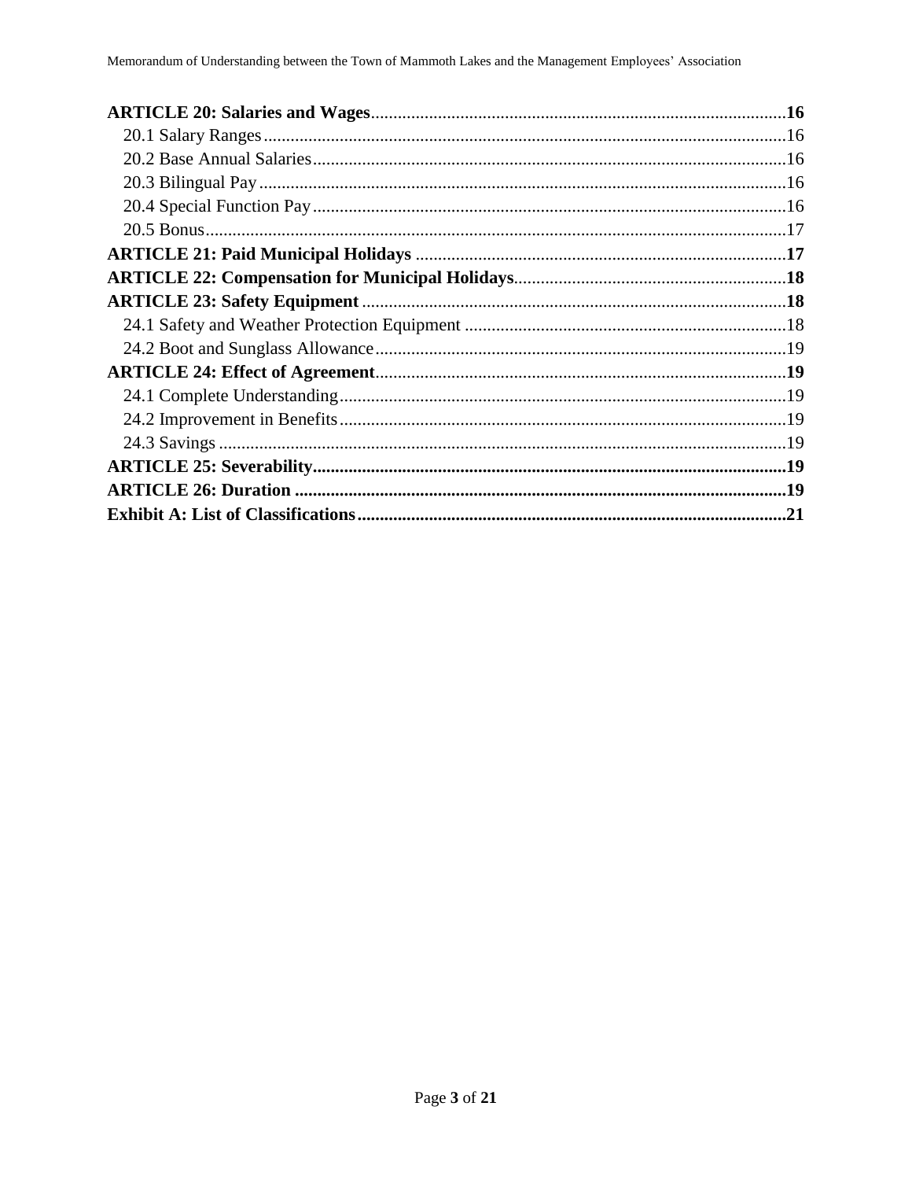**ARTICLE 20: Salaries and Wages**......16
- 20.1 Salary Ranges......16
- 20.2 Base Annual Salaries......16
- 20.3 Bilingual Pay......16
- 20.4 Special Function Pay......16
- 20.5 Bonus......17

**ARTICLE 21: Paid Municipal Holidays**......17

**ARTICLE 22: Compensation for Municipal Holidays**......18

**ARTICLE 23: Safety Equipment**......18
- 24.1 Safety and Weather Protection Equipment......18
- 24.2 Boot and Sunglass Allowance......19

**ARTICLE 24: Effect of Agreement**......19
- 24.1 Complete Understanding......19
- 24.2 Improvement in Benefits......19
- 24.3 Savings......19

**ARTICLE 25: Severability**......19

**ARTICLE 26: Duration**......19

**Exhibit A: List of Classifications**......21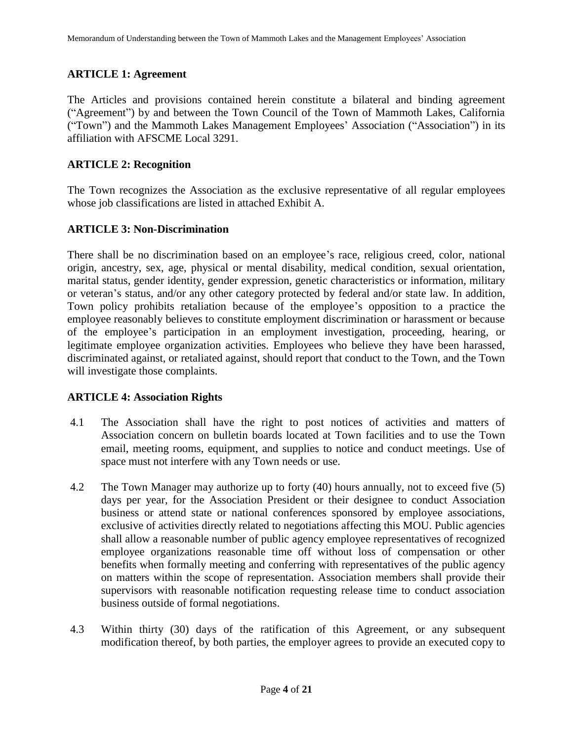## ARTICLE 1: Agreement

The Articles and provisions contained herein constitute a bilateral and binding agreement ("Agreement") by and between the Town Council of the Town of Mammoth Lakes, California ("Town") and the Mammoth Lakes Management Employees' Association ("Association") in its affiliation with AFSCME Local 3291.

## ARTICLE 2: Recognition

The Town recognizes the Association as the exclusive representative of all regular employees whose job classifications are listed in attached Exhibit A.

## ARTICLE 3: Non-Discrimination

There shall be no discrimination based on an employee's race, religious creed, color, national origin, ancestry, sex, age, physical or mental disability, medical condition, sexual orientation, marital status, gender identity, gender expression, genetic characteristics or information, military or veteran's status, and/or any other category protected by federal and/or state law. In addition, Town policy prohibits retaliation because of the employee's opposition to a practice the employee reasonably believes to constitute employment discrimination or harassment or because of the employee's participation in an employment investigation, proceeding, hearing, or legitimate employee organization activities. Employees who believe they have been harassed, discriminated against, or retaliated against, should report that conduct to the Town, and the Town will investigate those complaints.

## ARTICLE 4: Association Rights

4.1 The Association shall have the right to post notices of activities and matters of Association concern on bulletin boards located at Town facilities and to use the Town email, meeting rooms, equipment, and supplies to notice and conduct meetings. Use of space must not interfere with any Town needs or use.

4.2 The Town Manager may authorize up to forty (40) hours annually, not to exceed five (5) days per year, for the Association President or their designee to conduct Association business or attend state or national conferences sponsored by employee associations, exclusive of activities directly related to negotiations affecting this MOU. Public agencies shall allow a reasonable number of public agency employee representatives of recognized employee organizations reasonable time off without loss of compensation or other benefits when formally meeting and conferring with representatives of the public agency on matters within the scope of representation. Association members shall provide their supervisors with reasonable notification requesting release time to conduct association business outside of formal negotiations.

4.3 Within thirty (30) days of the ratification of this Agreement, or any subsequent modification thereof, by both parties, the employer agrees to provide an executed copy to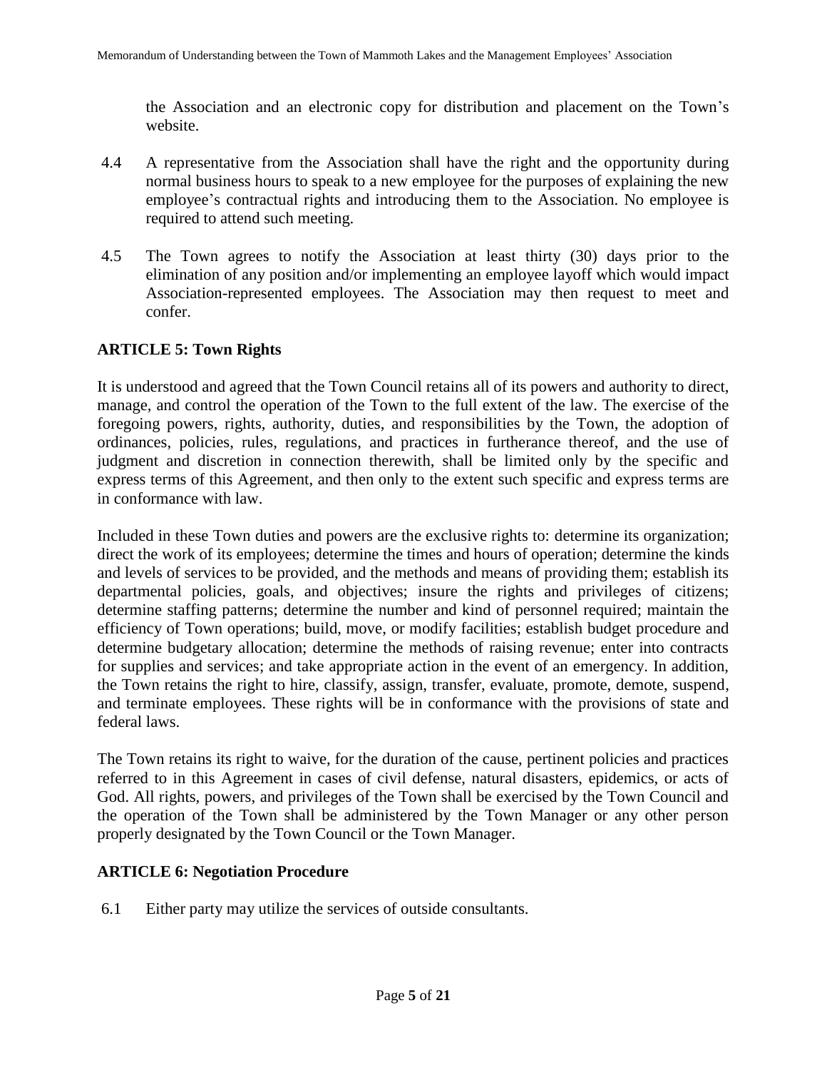the Association and an electronic copy for distribution and placement on the Town's website.

4.4 A representative from the Association shall have the right and the opportunity during normal business hours to speak to a new employee for the purposes of explaining the new employee's contractual rights and introducing them to the Association. No employee is required to attend such meeting.

4.5 The Town agrees to notify the Association at least thirty (30) days prior to the elimination of any position and/or implementing an employee layoff which would impact Association-represented employees. The Association may then request to meet and confer.

## ARTICLE 5: Town Rights

It is understood and agreed that the Town Council retains all of its powers and authority to direct, manage, and control the operation of the Town to the full extent of the law. The exercise of the foregoing powers, rights, authority, duties, and responsibilities by the Town, the adoption of ordinances, policies, rules, regulations, and practices in furtherance thereof, and the use of judgment and discretion in connection therewith, shall be limited only by the specific and express terms of this Agreement, and then only to the extent such specific and express terms are in conformance with law.

Included in these Town duties and powers are the exclusive rights to: determine its organization; direct the work of its employees; determine the times and hours of operation; determine the kinds and levels of services to be provided, and the methods and means of providing them; establish its departmental policies, goals, and objectives; insure the rights and privileges of citizens; determine staffing patterns; determine the number and kind of personnel required; maintain the efficiency of Town operations; build, move, or modify facilities; establish budget procedure and determine budgetary allocation; determine the methods of raising revenue; enter into contracts for supplies and services; and take appropriate action in the event of an emergency. In addition, the Town retains the right to hire, classify, assign, transfer, evaluate, promote, demote, suspend, and terminate employees. These rights will be in conformance with the provisions of state and federal laws.

The Town retains its right to waive, for the duration of the cause, pertinent policies and practices referred to in this Agreement in cases of civil defense, natural disasters, epidemics, or acts of God. All rights, powers, and privileges of the Town shall be exercised by the Town Council and the operation of the Town shall be administered by the Town Manager or any other person properly designated by the Town Council or the Town Manager.

## ARTICLE 6: Negotiation Procedure

6.1 Either party may utilize the services of outside consultants.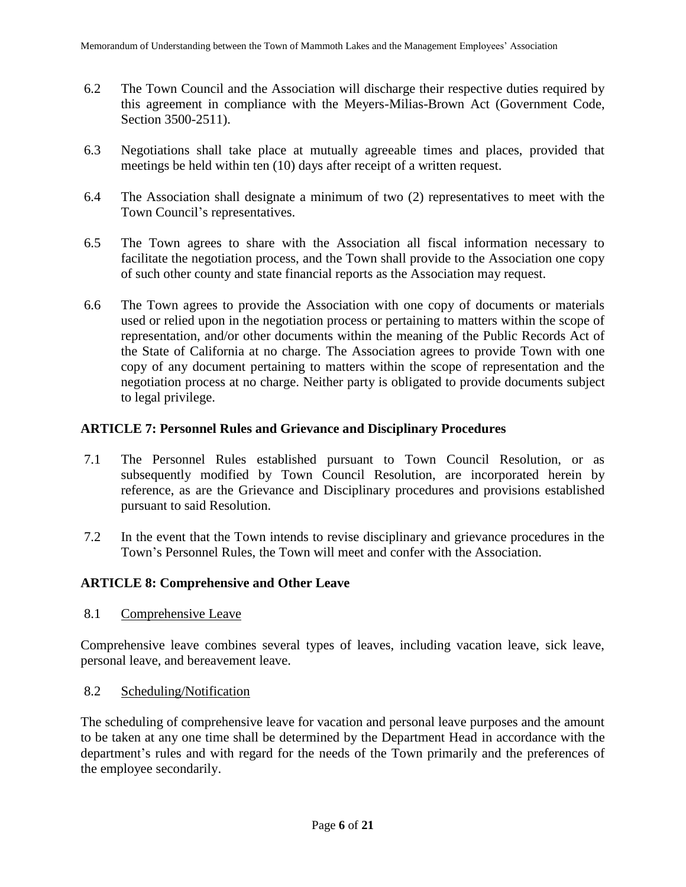6.2 The Town Council and the Association will discharge their respective duties required by this agreement in compliance with the Meyers-Milias-Brown Act (Government Code, Section 3500-2511).

6.3 Negotiations shall take place at mutually agreeable times and places, provided that meetings be held within ten (10) days after receipt of a written request.

6.4 The Association shall designate a minimum of two (2) representatives to meet with the Town Council's representatives.

6.5 The Town agrees to share with the Association all fiscal information necessary to facilitate the negotiation process, and the Town shall provide to the Association one copy of such other county and state financial reports as the Association may request.

6.6 The Town agrees to provide the Association with one copy of documents or materials used or relied upon in the negotiation process or pertaining to matters within the scope of representation, and/or other documents within the meaning of the Public Records Act of the State of California at no charge. The Association agrees to provide Town with one copy of any document pertaining to matters within the scope of representation and the negotiation process at no charge. Neither party is obligated to provide documents subject to legal privilege.

## ARTICLE 7: Personnel Rules and Grievance and Disciplinary Procedures

7.1 The Personnel Rules established pursuant to Town Council Resolution, or as subsequently modified by Town Council Resolution, are incorporated herein by reference, as are the Grievance and Disciplinary procedures and provisions established pursuant to said Resolution.

7.2 In the event that the Town intends to revise disciplinary and grievance procedures in the Town's Personnel Rules, the Town will meet and confer with the Association.

## ARTICLE 8: Comprehensive and Other Leave

8.1 Comprehensive Leave

Comprehensive leave combines several types of leaves, including vacation leave, sick leave, personal leave, and bereavement leave.

8.2 Scheduling/Notification

The scheduling of comprehensive leave for vacation and personal leave purposes and the amount to be taken at any one time shall be determined by the Department Head in accordance with the department's rules and with regard for the needs of the Town primarily and the preferences of the employee secondarily.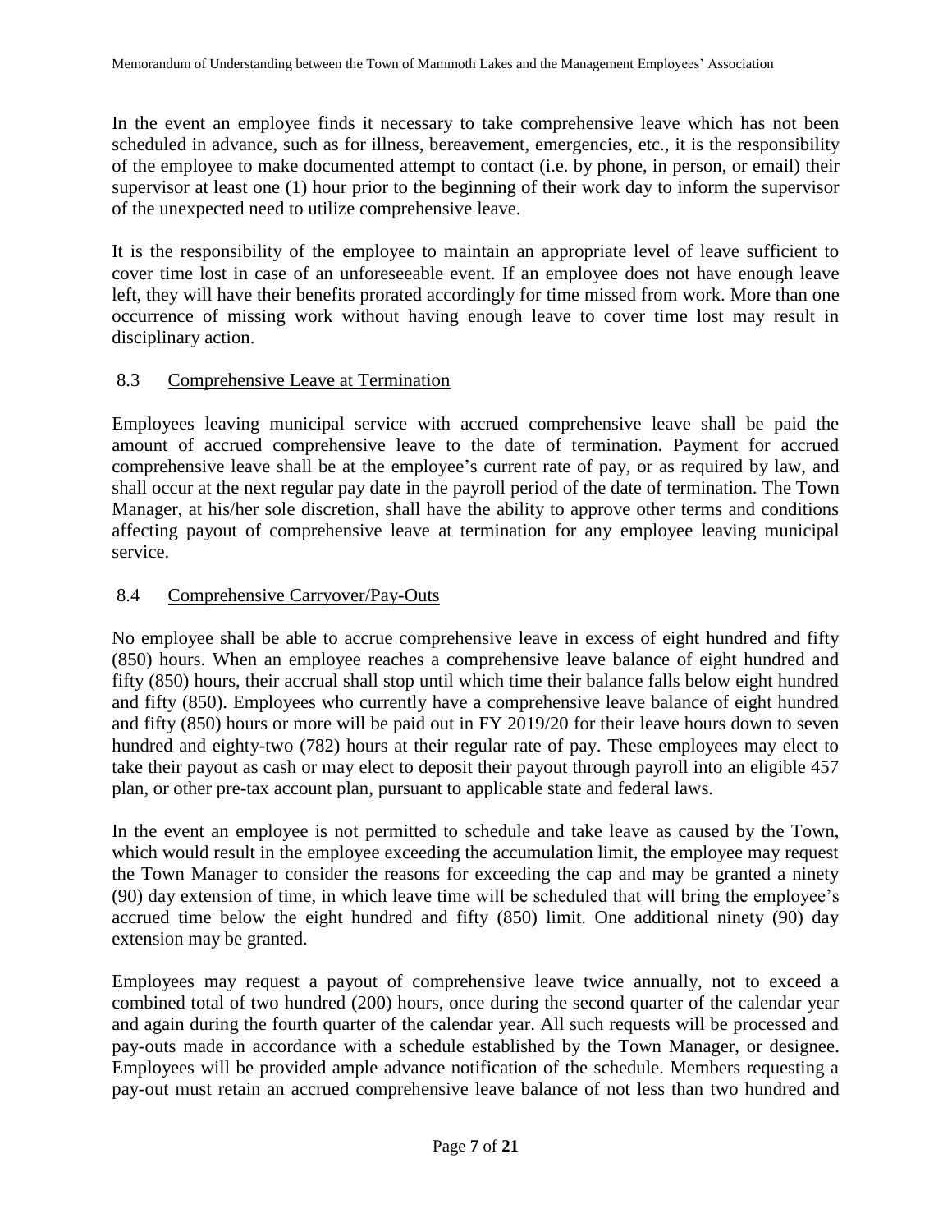In the event an employee finds it necessary to take comprehensive leave which has not been scheduled in advance, such as for illness, bereavement, emergencies, etc., it is the responsibility of the employee to make documented attempt to contact (i.e. by phone, in person, or email) their supervisor at least one (1) hour prior to the beginning of their work day to inform the supervisor of the unexpected need to utilize comprehensive leave.

It is the responsibility of the employee to maintain an appropriate level of leave sufficient to cover time lost in case of an unforeseeable event. If an employee does not have enough leave left, they will have their benefits prorated accordingly for time missed from work. More than one occurrence of missing work without having enough leave to cover time lost may result in disciplinary action.

### 8.3 Comprehensive Leave at Termination

Employees leaving municipal service with accrued comprehensive leave shall be paid the amount of accrued comprehensive leave to the date of termination. Payment for accrued comprehensive leave shall be at the employee's current rate of pay, or as required by law, and shall occur at the next regular pay date in the payroll period of the date of termination. The Town Manager, at his/her sole discretion, shall have the ability to approve other terms and conditions affecting payout of comprehensive leave at termination for any employee leaving municipal service.

### 8.4 Comprehensive Carryover/Pay-Outs

No employee shall be able to accrue comprehensive leave in excess of eight hundred and fifty (850) hours. When an employee reaches a comprehensive leave balance of eight hundred and fifty (850) hours, their accrual shall stop until which time their balance falls below eight hundred and fifty (850). Employees who currently have a comprehensive leave balance of eight hundred and fifty (850) hours or more will be paid out in FY 2019/20 for their leave hours down to seven hundred and eighty-two (782) hours at their regular rate of pay. These employees may elect to take their payout as cash or may elect to deposit their payout through payroll into an eligible 457 plan, or other pre-tax account plan, pursuant to applicable state and federal laws.

In the event an employee is not permitted to schedule and take leave as caused by the Town, which would result in the employee exceeding the accumulation limit, the employee may request the Town Manager to consider the reasons for exceeding the cap and may be granted a ninety (90) day extension of time, in which leave time will be scheduled that will bring the employee's accrued time below the eight hundred and fifty (850) limit. One additional ninety (90) day extension may be granted.

Employees may request a payout of comprehensive leave twice annually, not to exceed a combined total of two hundred (200) hours, once during the second quarter of the calendar year and again during the fourth quarter of the calendar year. All such requests will be processed and pay-outs made in accordance with a schedule established by the Town Manager, or designee. Employees will be provided ample advance notification of the schedule. Members requesting a pay-out must retain an accrued comprehensive leave balance of not less than two hundred and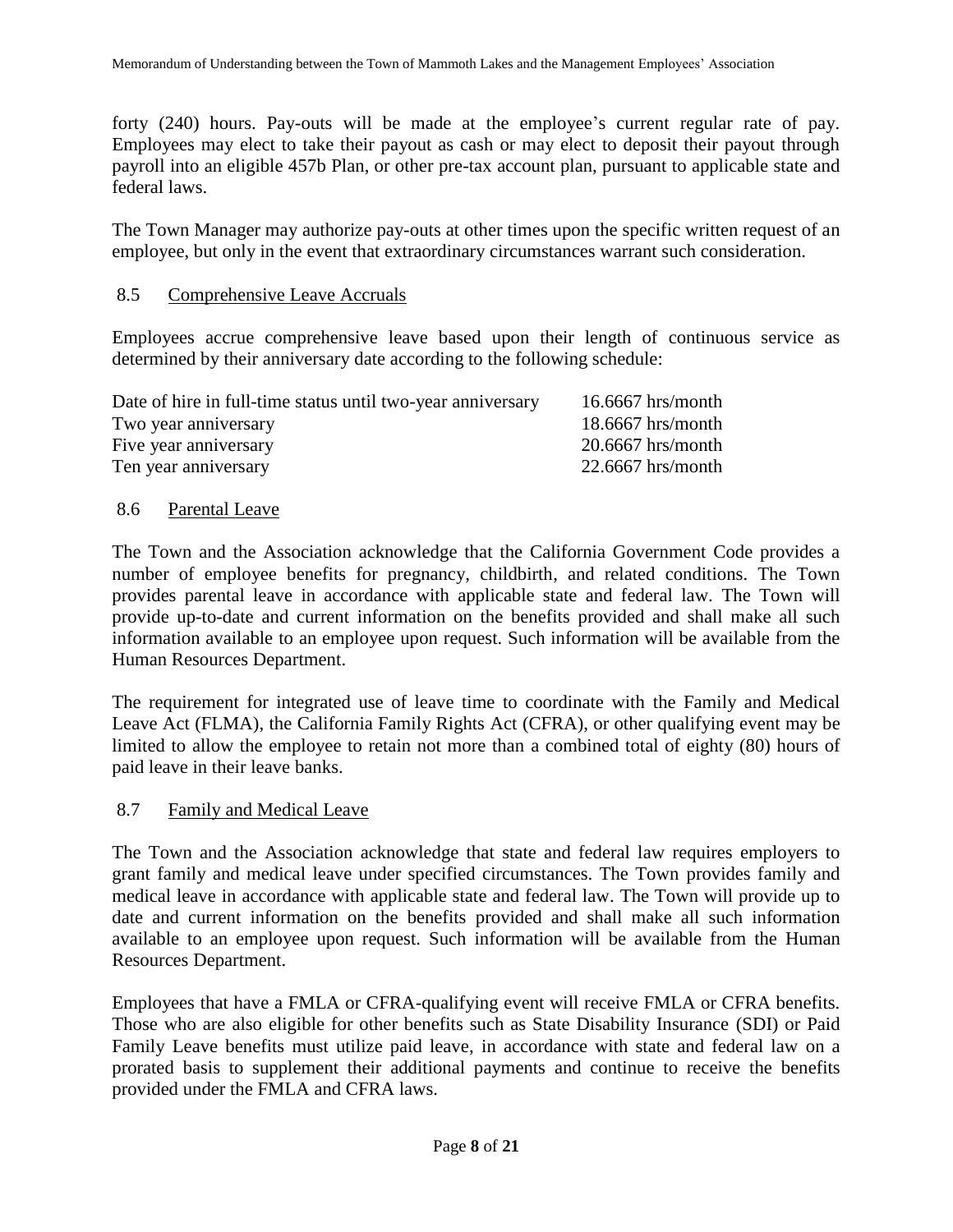forty (240) hours. Pay-outs will be made at the employee's current regular rate of pay. Employees may elect to take their payout as cash or may elect to deposit their payout through payroll into an eligible 457b Plan, or other pre-tax account plan, pursuant to applicable state and federal laws.

The Town Manager may authorize pay-outs at other times upon the specific written request of an employee, but only in the event that extraordinary circumstances warrant such consideration.

### 8.5 Comprehensive Leave Accruals

Employees accrue comprehensive leave based upon their length of continuous service as determined by their anniversary date according to the following schedule:

| | |
|---|---|
| Date of hire in full-time status until two-year anniversary | 16.6667 hrs/month |
| Two year anniversary | 18.6667 hrs/month |
| Five year anniversary | 20.6667 hrs/month |
| Ten year anniversary | 22.6667 hrs/month |

### 8.6 Parental Leave

The Town and the Association acknowledge that the California Government Code provides a number of employee benefits for pregnancy, childbirth, and related conditions. The Town provides parental leave in accordance with applicable state and federal law. The Town will provide up-to-date and current information on the benefits provided and shall make all such information available to an employee upon request. Such information will be available from the Human Resources Department.

The requirement for integrated use of leave time to coordinate with the Family and Medical Leave Act (FLMA), the California Family Rights Act (CFRA), or other qualifying event may be limited to allow the employee to retain not more than a combined total of eighty (80) hours of paid leave in their leave banks.

### 8.7 Family and Medical Leave

The Town and the Association acknowledge that state and federal law requires employers to grant family and medical leave under specified circumstances. The Town provides family and medical leave in accordance with applicable state and federal law. The Town will provide up to date and current information on the benefits provided and shall make all such information available to an employee upon request. Such information will be available from the Human Resources Department.

Employees that have a FMLA or CFRA-qualifying event will receive FMLA or CFRA benefits. Those who are also eligible for other benefits such as State Disability Insurance (SDI) or Paid Family Leave benefits must utilize paid leave, in accordance with state and federal law on a prorated basis to supplement their additional payments and continue to receive the benefits provided under the FMLA and CFRA laws.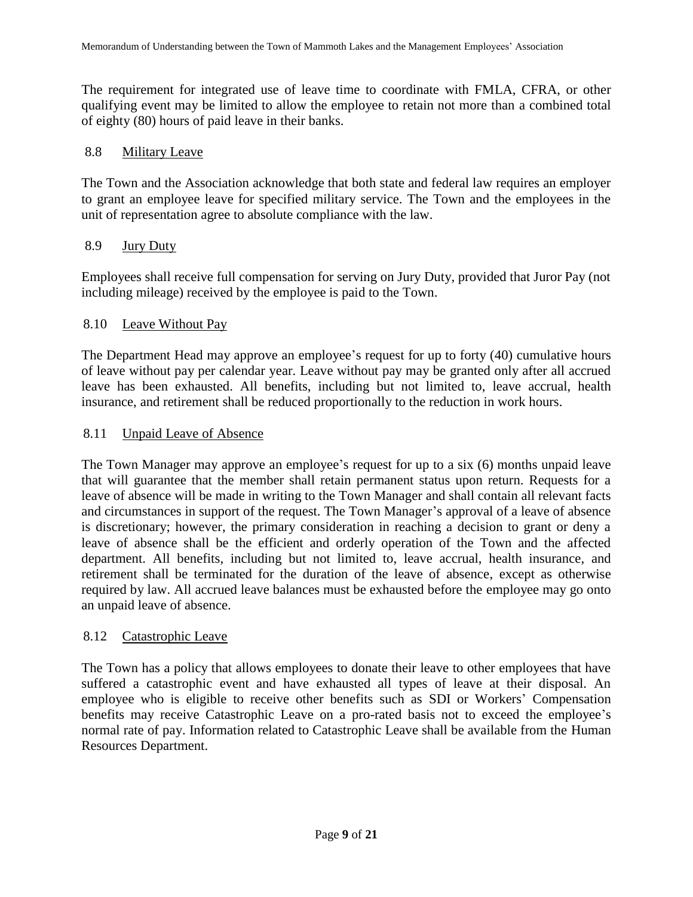The requirement for integrated use of leave time to coordinate with FMLA, CFRA, or other qualifying event may be limited to allow the employee to retain not more than a combined total of eighty (80) hours of paid leave in their banks.

### 8.8 Military Leave

The Town and the Association acknowledge that both state and federal law requires an employer to grant an employee leave for specified military service. The Town and the employees in the unit of representation agree to absolute compliance with the law.

### 8.9 Jury Duty

Employees shall receive full compensation for serving on Jury Duty, provided that Juror Pay (not including mileage) received by the employee is paid to the Town.

### 8.10 Leave Without Pay

The Department Head may approve an employee's request for up to forty (40) cumulative hours of leave without pay per calendar year. Leave without pay may be granted only after all accrued leave has been exhausted. All benefits, including but not limited to, leave accrual, health insurance, and retirement shall be reduced proportionally to the reduction in work hours.

### 8.11 Unpaid Leave of Absence

The Town Manager may approve an employee's request for up to a six (6) months unpaid leave that will guarantee that the member shall retain permanent status upon return. Requests for a leave of absence will be made in writing to the Town Manager and shall contain all relevant facts and circumstances in support of the request. The Town Manager's approval of a leave of absence is discretionary; however, the primary consideration in reaching a decision to grant or deny a leave of absence shall be the efficient and orderly operation of the Town and the affected department. All benefits, including but not limited to, leave accrual, health insurance, and retirement shall be terminated for the duration of the leave of absence, except as otherwise required by law. All accrued leave balances must be exhausted before the employee may go onto an unpaid leave of absence.

### 8.12 Catastrophic Leave

The Town has a policy that allows employees to donate their leave to other employees that have suffered a catastrophic event and have exhausted all types of leave at their disposal. An employee who is eligible to receive other benefits such as SDI or Workers' Compensation benefits may receive Catastrophic Leave on a pro-rated basis not to exceed the employee's normal rate of pay. Information related to Catastrophic Leave shall be available from the Human Resources Department.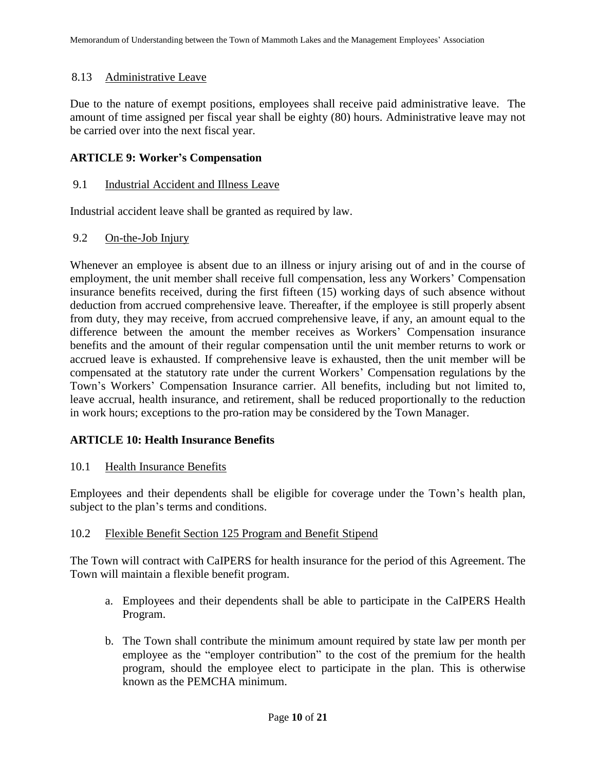### 8.13 Administrative Leave

Due to the nature of exempt positions, employees shall receive paid administrative leave. The amount of time assigned per fiscal year shall be eighty (80) hours. Administrative leave may not be carried over into the next fiscal year.

## ARTICLE 9: Worker's Compensation

### 9.1 Industrial Accident and Illness Leave

Industrial accident leave shall be granted as required by law.

### 9.2 On-the-Job Injury

Whenever an employee is absent due to an illness or injury arising out of and in the course of employment, the unit member shall receive full compensation, less any Workers' Compensation insurance benefits received, during the first fifteen (15) working days of such absence without deduction from accrued comprehensive leave. Thereafter, if the employee is still properly absent from duty, they may receive, from accrued comprehensive leave, if any, an amount equal to the difference between the amount the member receives as Workers' Compensation insurance benefits and the amount of their regular compensation until the unit member returns to work or accrued leave is exhausted. If comprehensive leave is exhausted, then the unit member will be compensated at the statutory rate under the current Workers' Compensation regulations by the Town's Workers' Compensation Insurance carrier. All benefits, including but not limited to, leave accrual, health insurance, and retirement, shall be reduced proportionally to the reduction in work hours; exceptions to the pro-ration may be considered by the Town Manager.

## ARTICLE 10: Health Insurance Benefits

### 10.1 Health Insurance Benefits

Employees and their dependents shall be eligible for coverage under the Town's health plan, subject to the plan's terms and conditions.

### 10.2 Flexible Benefit Section 125 Program and Benefit Stipend

The Town will contract with CaIPERS for health insurance for the period of this Agreement. The Town will maintain a flexible benefit program.

a. Employees and their dependents shall be able to participate in the CaIPERS Health Program.

b. The Town shall contribute the minimum amount required by state law per month per employee as the "employer contribution" to the cost of the premium for the health program, should the employee elect to participate in the plan. This is otherwise known as the PEMCHA minimum.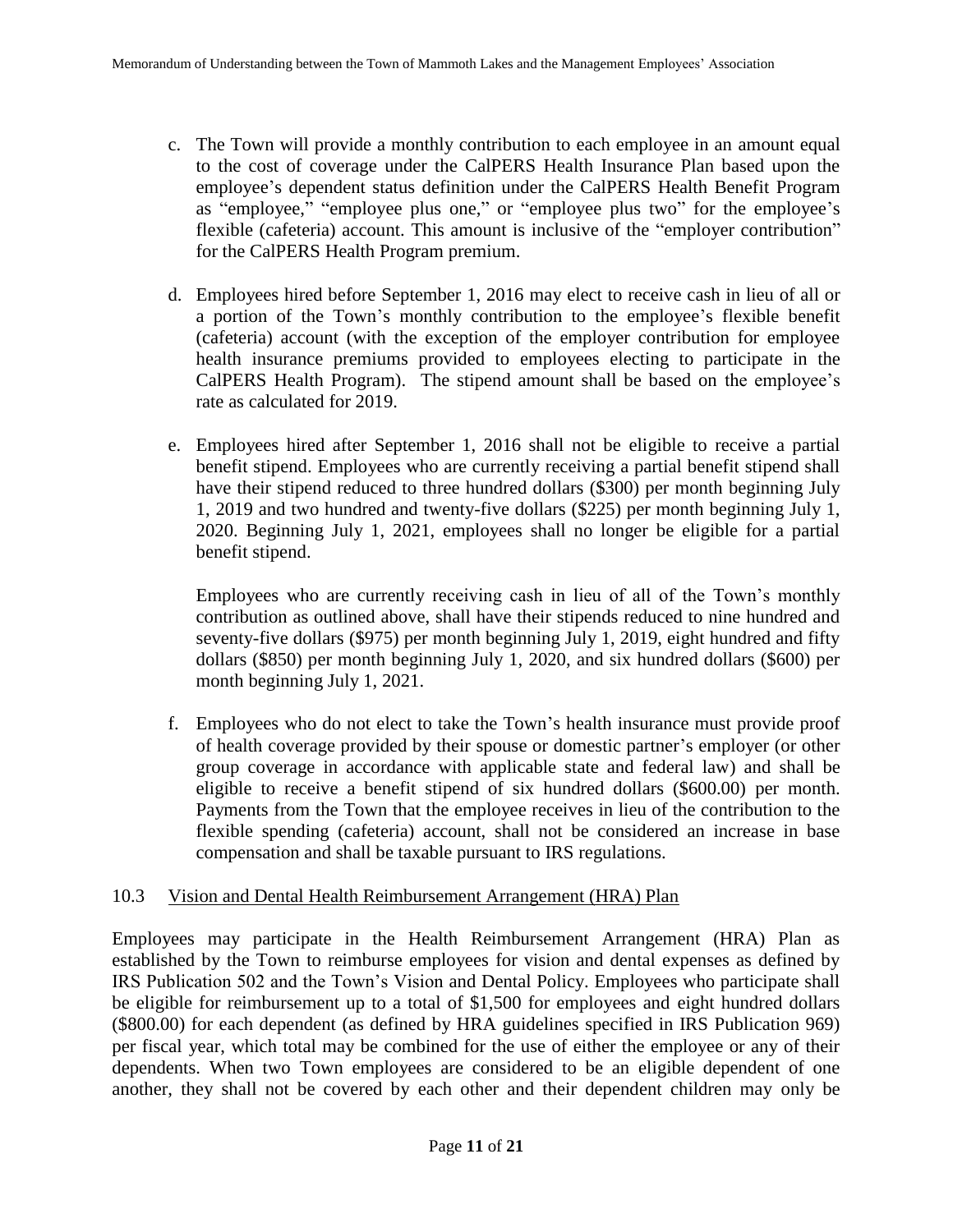c. The Town will provide a monthly contribution to each employee in an amount equal to the cost of coverage under the CalPERS Health Insurance Plan based upon the employee's dependent status definition under the CalPERS Health Benefit Program as "employee," "employee plus one," or "employee plus two" for the employee's flexible (cafeteria) account. This amount is inclusive of the "employer contribution" for the CalPERS Health Program premium.

d. Employees hired before September 1, 2016 may elect to receive cash in lieu of all or a portion of the Town's monthly contribution to the employee's flexible benefit (cafeteria) account (with the exception of the employer contribution for employee health insurance premiums provided to employees electing to participate in the CalPERS Health Program). The stipend amount shall be based on the employee's rate as calculated for 2019.

e. Employees hired after September 1, 2016 shall not be eligible to receive a partial benefit stipend. Employees who are currently receiving a partial benefit stipend shall have their stipend reduced to three hundred dollars ($300) per month beginning July 1, 2019 and two hundred and twenty-five dollars ($225) per month beginning July 1, 2020. Beginning July 1, 2021, employees shall no longer be eligible for a partial benefit stipend.

   Employees who are currently receiving cash in lieu of all of the Town's monthly contribution as outlined above, shall have their stipends reduced to nine hundred and seventy-five dollars ($975) per month beginning July 1, 2019, eight hundred and fifty dollars ($850) per month beginning July 1, 2020, and six hundred dollars ($600) per month beginning July 1, 2021.

f. Employees who do not elect to take the Town's health insurance must provide proof of health coverage provided by their spouse or domestic partner's employer (or other group coverage in accordance with applicable state and federal law) and shall be eligible to receive a benefit stipend of six hundred dollars ($600.00) per month. Payments from the Town that the employee receives in lieu of the contribution to the flexible spending (cafeteria) account, shall not be considered an increase in base compensation and shall be taxable pursuant to IRS regulations.

10.3 Vision and Dental Health Reimbursement Arrangement (HRA) Plan

Employees may participate in the Health Reimbursement Arrangement (HRA) Plan as established by the Town to reimburse employees for vision and dental expenses as defined by IRS Publication 502 and the Town's Vision and Dental Policy. Employees who participate shall be eligible for reimbursement up to a total of $1,500 for employees and eight hundred dollars ($800.00) for each dependent (as defined by HRA guidelines specified in IRS Publication 969) per fiscal year, which total may be combined for the use of either the employee or any of their dependents. When two Town employees are considered to be an eligible dependent of one another, they shall not be covered by each other and their dependent children may only be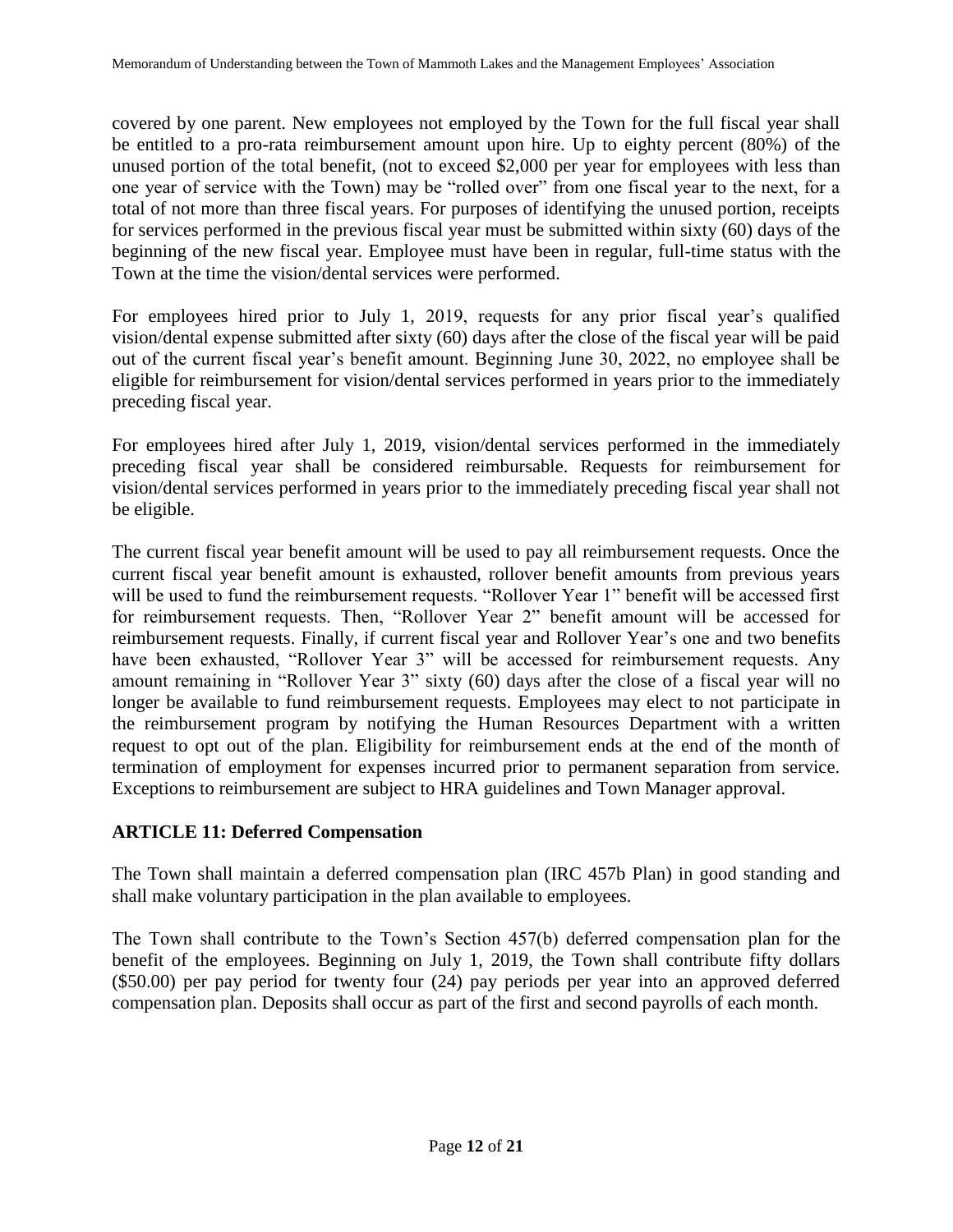covered by one parent. New employees not employed by the Town for the full fiscal year shall be entitled to a pro-rata reimbursement amount upon hire. Up to eighty percent (80%) of the unused portion of the total benefit, (not to exceed $2,000 per year for employees with less than one year of service with the Town) may be "rolled over" from one fiscal year to the next, for a total of not more than three fiscal years. For purposes of identifying the unused portion, receipts for services performed in the previous fiscal year must be submitted within sixty (60) days of the beginning of the new fiscal year. Employee must have been in regular, full-time status with the Town at the time the vision/dental services were performed.

For employees hired prior to July 1, 2019, requests for any prior fiscal year's qualified vision/dental expense submitted after sixty (60) days after the close of the fiscal year will be paid out of the current fiscal year's benefit amount. Beginning June 30, 2022, no employee shall be eligible for reimbursement for vision/dental services performed in years prior to the immediately preceding fiscal year.

For employees hired after July 1, 2019, vision/dental services performed in the immediately preceding fiscal year shall be considered reimbursable. Requests for reimbursement for vision/dental services performed in years prior to the immediately preceding fiscal year shall not be eligible.

The current fiscal year benefit amount will be used to pay all reimbursement requests. Once the current fiscal year benefit amount is exhausted, rollover benefit amounts from previous years will be used to fund the reimbursement requests. "Rollover Year 1" benefit will be accessed first for reimbursement requests. Then, "Rollover Year 2" benefit amount will be accessed for reimbursement requests. Finally, if current fiscal year and Rollover Year's one and two benefits have been exhausted, "Rollover Year 3" will be accessed for reimbursement requests. Any amount remaining in "Rollover Year 3" sixty (60) days after the close of a fiscal year will no longer be available to fund reimbursement requests. Employees may elect to not participate in the reimbursement program by notifying the Human Resources Department with a written request to opt out of the plan. Eligibility for reimbursement ends at the end of the month of termination of employment for expenses incurred prior to permanent separation from service. Exceptions to reimbursement are subject to HRA guidelines and Town Manager approval.

## ARTICLE 11: Deferred Compensation

The Town shall maintain a deferred compensation plan (IRC 457b Plan) in good standing and shall make voluntary participation in the plan available to employees.

The Town shall contribute to the Town's Section 457(b) deferred compensation plan for the benefit of the employees. Beginning on July 1, 2019, the Town shall contribute fifty dollars ($50.00) per pay period for twenty four (24) pay periods per year into an approved deferred compensation plan. Deposits shall occur as part of the first and second payrolls of each month.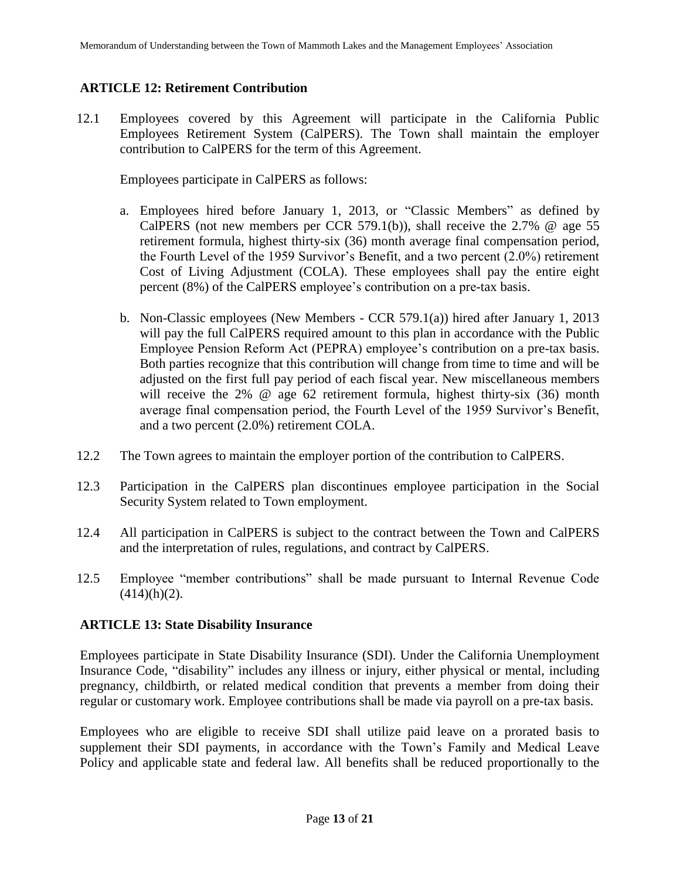## ARTICLE 12: Retirement Contribution

12.1 Employees covered by this Agreement will participate in the California Public Employees Retirement System (CalPERS). The Town shall maintain the employer contribution to CalPERS for the term of this Agreement.

Employees participate in CalPERS as follows:

a. Employees hired before January 1, 2013, or "Classic Members" as defined by CalPERS (not new members per CCR 579.1(b)), shall receive the 2.7% @ age 55 retirement formula, highest thirty-six (36) month average final compensation period, the Fourth Level of the 1959 Survivor's Benefit, and a two percent (2.0%) retirement Cost of Living Adjustment (COLA). These employees shall pay the entire eight percent (8%) of the CalPERS employee's contribution on a pre-tax basis.

b. Non-Classic employees (New Members - CCR 579.1(a)) hired after January 1, 2013 will pay the full CalPERS required amount to this plan in accordance with the Public Employee Pension Reform Act (PEPRA) employee's contribution on a pre-tax basis. Both parties recognize that this contribution will change from time to time and will be adjusted on the first full pay period of each fiscal year. New miscellaneous members will receive the 2% @ age 62 retirement formula, highest thirty-six (36) month average final compensation period, the Fourth Level of the 1959 Survivor's Benefit, and a two percent (2.0%) retirement COLA.

12.2 The Town agrees to maintain the employer portion of the contribution to CalPERS.

12.3 Participation in the CalPERS plan discontinues employee participation in the Social Security System related to Town employment.

12.4 All participation in CalPERS is subject to the contract between the Town and CalPERS and the interpretation of rules, regulations, and contract by CalPERS.

12.5 Employee "member contributions" shall be made pursuant to Internal Revenue Code (414)(h)(2).

## ARTICLE 13: State Disability Insurance

Employees participate in State Disability Insurance (SDI). Under the California Unemployment Insurance Code, "disability" includes any illness or injury, either physical or mental, including pregnancy, childbirth, or related medical condition that prevents a member from doing their regular or customary work. Employee contributions shall be made via payroll on a pre-tax basis.

Employees who are eligible to receive SDI shall utilize paid leave on a prorated basis to supplement their SDI payments, in accordance with the Town's Family and Medical Leave Policy and applicable state and federal law. All benefits shall be reduced proportionally to the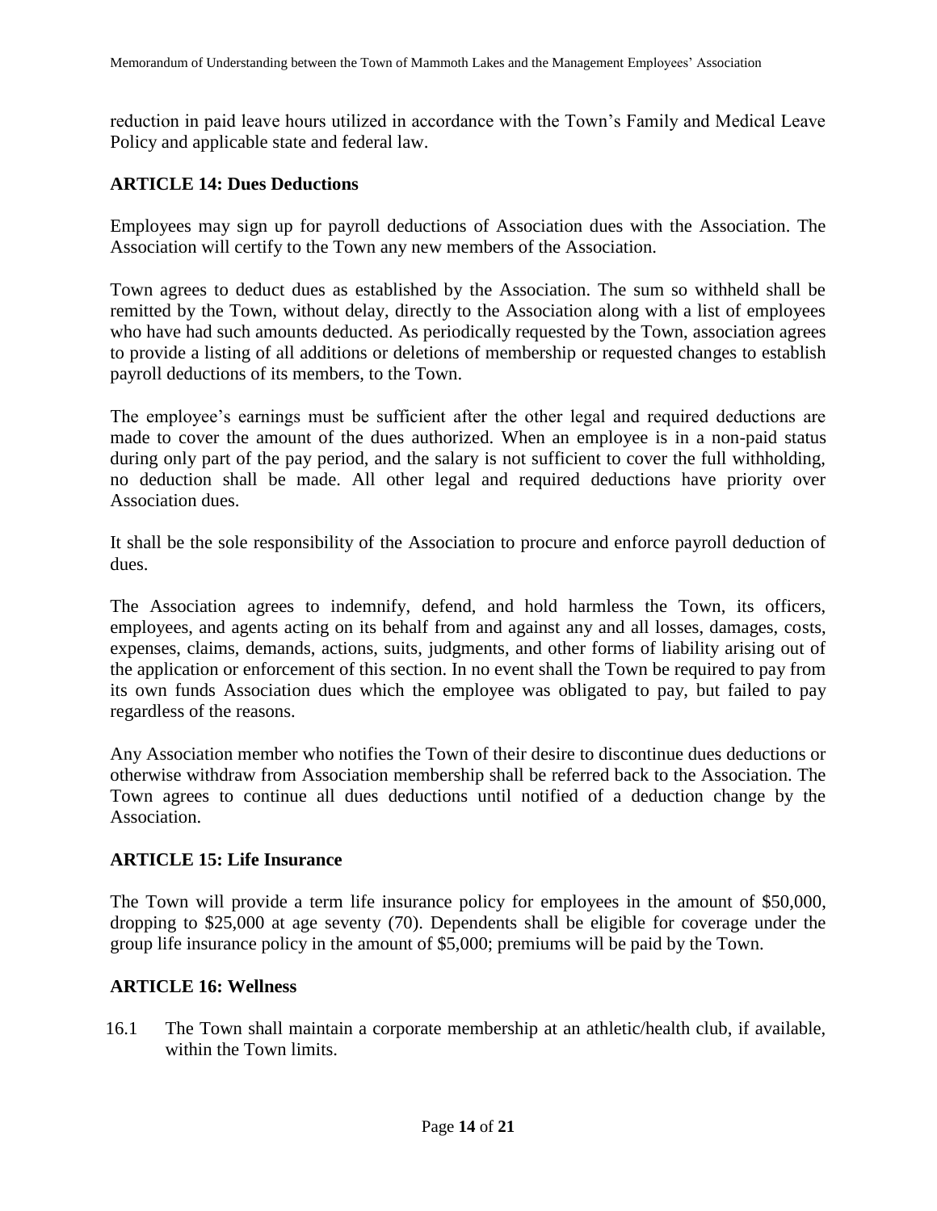reduction in paid leave hours utilized in accordance with the Town's Family and Medical Leave Policy and applicable state and federal law.

## ARTICLE 14: Dues Deductions

Employees may sign up for payroll deductions of Association dues with the Association. The Association will certify to the Town any new members of the Association.

Town agrees to deduct dues as established by the Association. The sum so withheld shall be remitted by the Town, without delay, directly to the Association along with a list of employees who have had such amounts deducted. As periodically requested by the Town, association agrees to provide a listing of all additions or deletions of membership or requested changes to establish payroll deductions of its members, to the Town.

The employee's earnings must be sufficient after the other legal and required deductions are made to cover the amount of the dues authorized. When an employee is in a non-paid status during only part of the pay period, and the salary is not sufficient to cover the full withholding, no deduction shall be made. All other legal and required deductions have priority over Association dues.

It shall be the sole responsibility of the Association to procure and enforce payroll deduction of dues.

The Association agrees to indemnify, defend, and hold harmless the Town, its officers, employees, and agents acting on its behalf from and against any and all losses, damages, costs, expenses, claims, demands, actions, suits, judgments, and other forms of liability arising out of the application or enforcement of this section. In no event shall the Town be required to pay from its own funds Association dues which the employee was obligated to pay, but failed to pay regardless of the reasons.

Any Association member who notifies the Town of their desire to discontinue dues deductions or otherwise withdraw from Association membership shall be referred back to the Association. The Town agrees to continue all dues deductions until notified of a deduction change by the Association.

## ARTICLE 15: Life Insurance

The Town will provide a term life insurance policy for employees in the amount of $50,000, dropping to $25,000 at age seventy (70). Dependents shall be eligible for coverage under the group life insurance policy in the amount of $5,000; premiums will be paid by the Town.

## ARTICLE 16: Wellness

16.1 The Town shall maintain a corporate membership at an athletic/health club, if available, within the Town limits.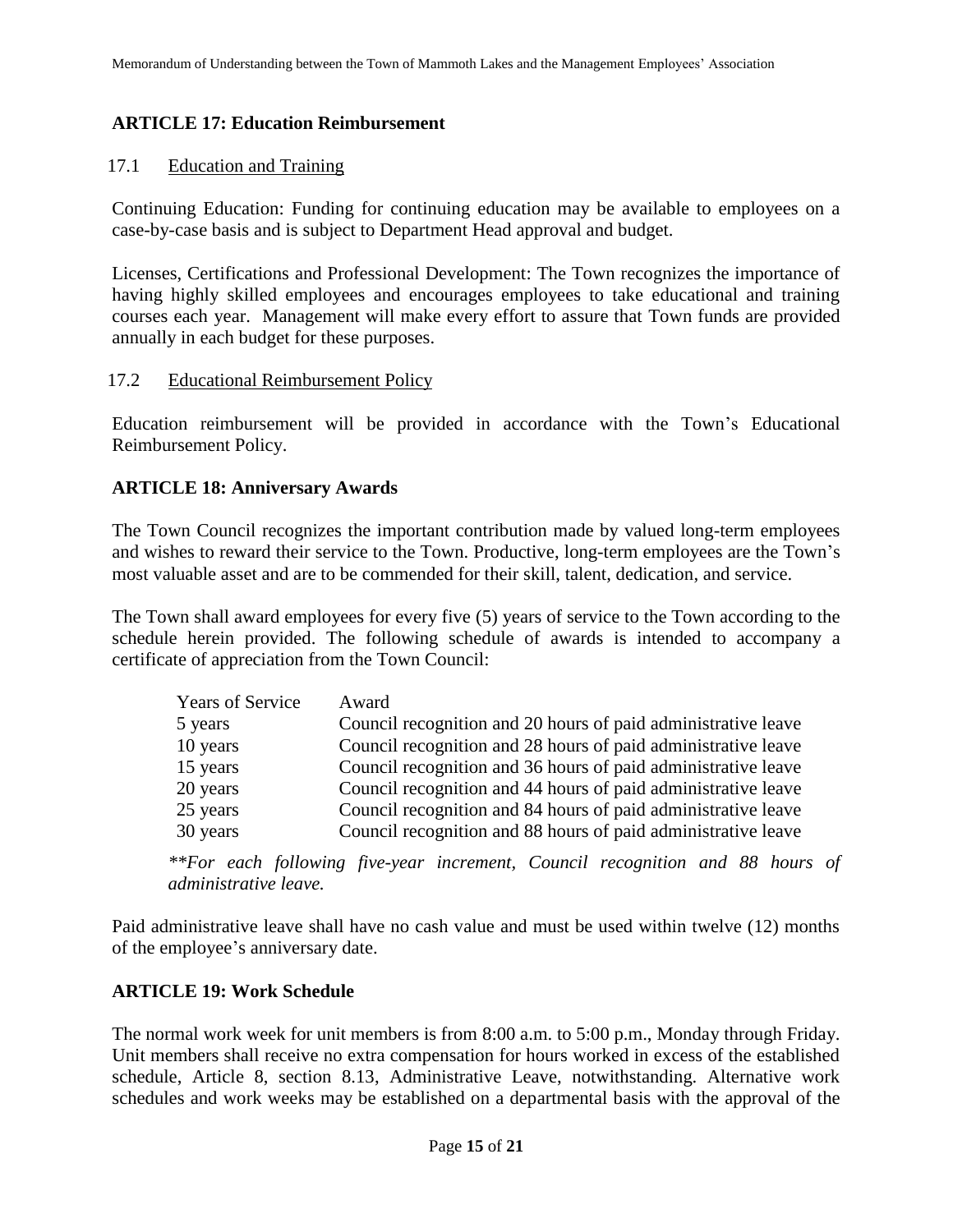## ARTICLE 17: Education Reimbursement

### 17.1 Education and Training

Continuing Education: Funding for continuing education may be available to employees on a case-by-case basis and is subject to Department Head approval and budget.

Licenses, Certifications and Professional Development: The Town recognizes the importance of having highly skilled employees and encourages employees to take educational and training courses each year. Management will make every effort to assure that Town funds are provided annually in each budget for these purposes.

### 17.2 Educational Reimbursement Policy

Education reimbursement will be provided in accordance with the Town's Educational Reimbursement Policy.

## ARTICLE 18: Anniversary Awards

The Town Council recognizes the important contribution made by valued long-term employees and wishes to reward their service to the Town. Productive, long-term employees are the Town's most valuable asset and are to be commended for their skill, talent, dedication, and service.

The Town shall award employees for every five (5) years of service to the Town according to the schedule herein provided. The following schedule of awards is intended to accompany a certificate of appreciation from the Town Council:

| Years of Service | Award |
|---|---|
| 5 years | Council recognition and 20 hours of paid administrative leave |
| 10 years | Council recognition and 28 hours of paid administrative leave |
| 15 years | Council recognition and 36 hours of paid administrative leave |
| 20 years | Council recognition and 44 hours of paid administrative leave |
| 25 years | Council recognition and 84 hours of paid administrative leave |
| 30 years | Council recognition and 88 hours of paid administrative leave |

*\*\*For each following five-year increment, Council recognition and 88 hours of administrative leave.*

Paid administrative leave shall have no cash value and must be used within twelve (12) months of the employee's anniversary date.

## ARTICLE 19: Work Schedule

The normal work week for unit members is from 8:00 a.m. to 5:00 p.m., Monday through Friday. Unit members shall receive no extra compensation for hours worked in excess of the established schedule, Article 8, section 8.13, Administrative Leave, notwithstanding. Alternative work schedules and work weeks may be established on a departmental basis with the approval of the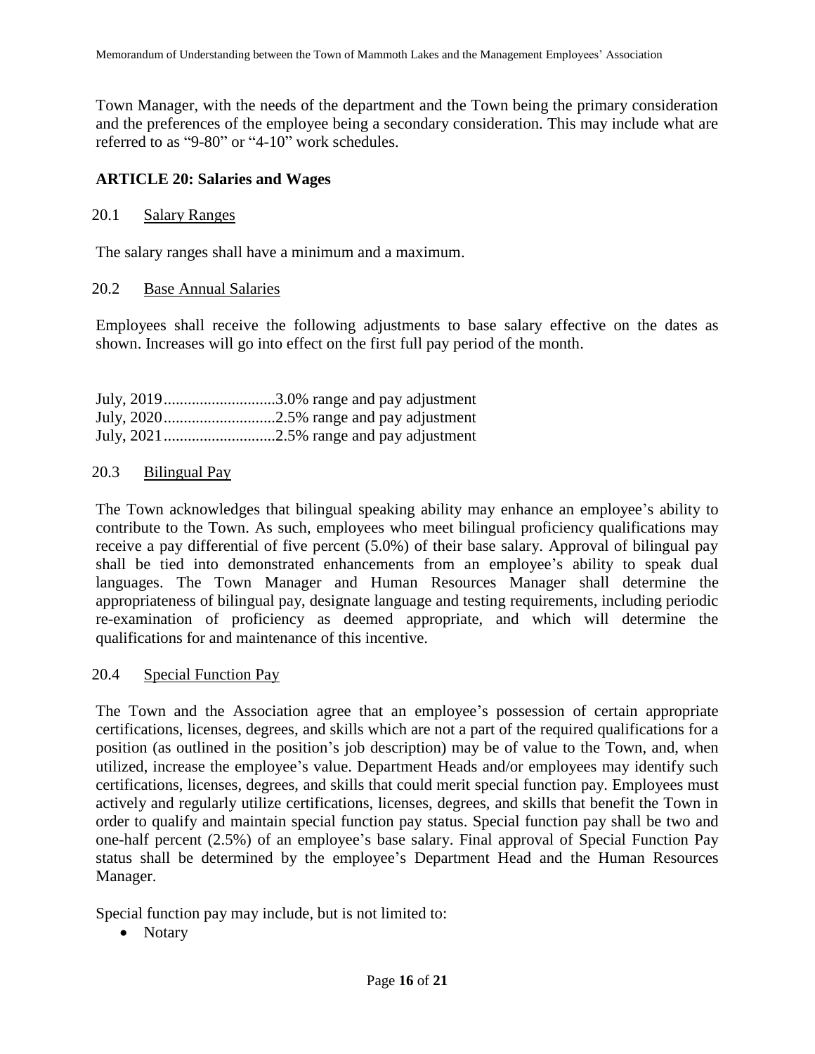Town Manager, with the needs of the department and the Town being the primary consideration and the preferences of the employee being a secondary consideration. This may include what are referred to as "9-80" or "4-10" work schedules.

## ARTICLE 20: Salaries and Wages

### 20.1 Salary Ranges

The salary ranges shall have a minimum and a maximum.

### 20.2 Base Annual Salaries

Employees shall receive the following adjustments to base salary effective on the dates as shown. Increases will go into effect on the first full pay period of the month.

July, 2019............................3.0% range and pay adjustment
July, 2020............................2.5% range and pay adjustment
July, 2021............................2.5% range and pay adjustment

### 20.3 Bilingual Pay

The Town acknowledges that bilingual speaking ability may enhance an employee's ability to contribute to the Town. As such, employees who meet bilingual proficiency qualifications may receive a pay differential of five percent (5.0%) of their base salary. Approval of bilingual pay shall be tied into demonstrated enhancements from an employee's ability to speak dual languages. The Town Manager and Human Resources Manager shall determine the appropriateness of bilingual pay, designate language and testing requirements, including periodic re-examination of proficiency as deemed appropriate, and which will determine the qualifications for and maintenance of this incentive.

### 20.4 Special Function Pay

The Town and the Association agree that an employee's possession of certain appropriate certifications, licenses, degrees, and skills which are not a part of the required qualifications for a position (as outlined in the position's job description) may be of value to the Town, and, when utilized, increase the employee's value. Department Heads and/or employees may identify such certifications, licenses, degrees, and skills that could merit special function pay. Employees must actively and regularly utilize certifications, licenses, degrees, and skills that benefit the Town in order to qualify and maintain special function pay status. Special function pay shall be two and one-half percent (2.5%) of an employee's base salary. Final approval of Special Function Pay status shall be determined by the employee's Department Head and the Human Resources Manager.

Special function pay may include, but is not limited to:

- Notary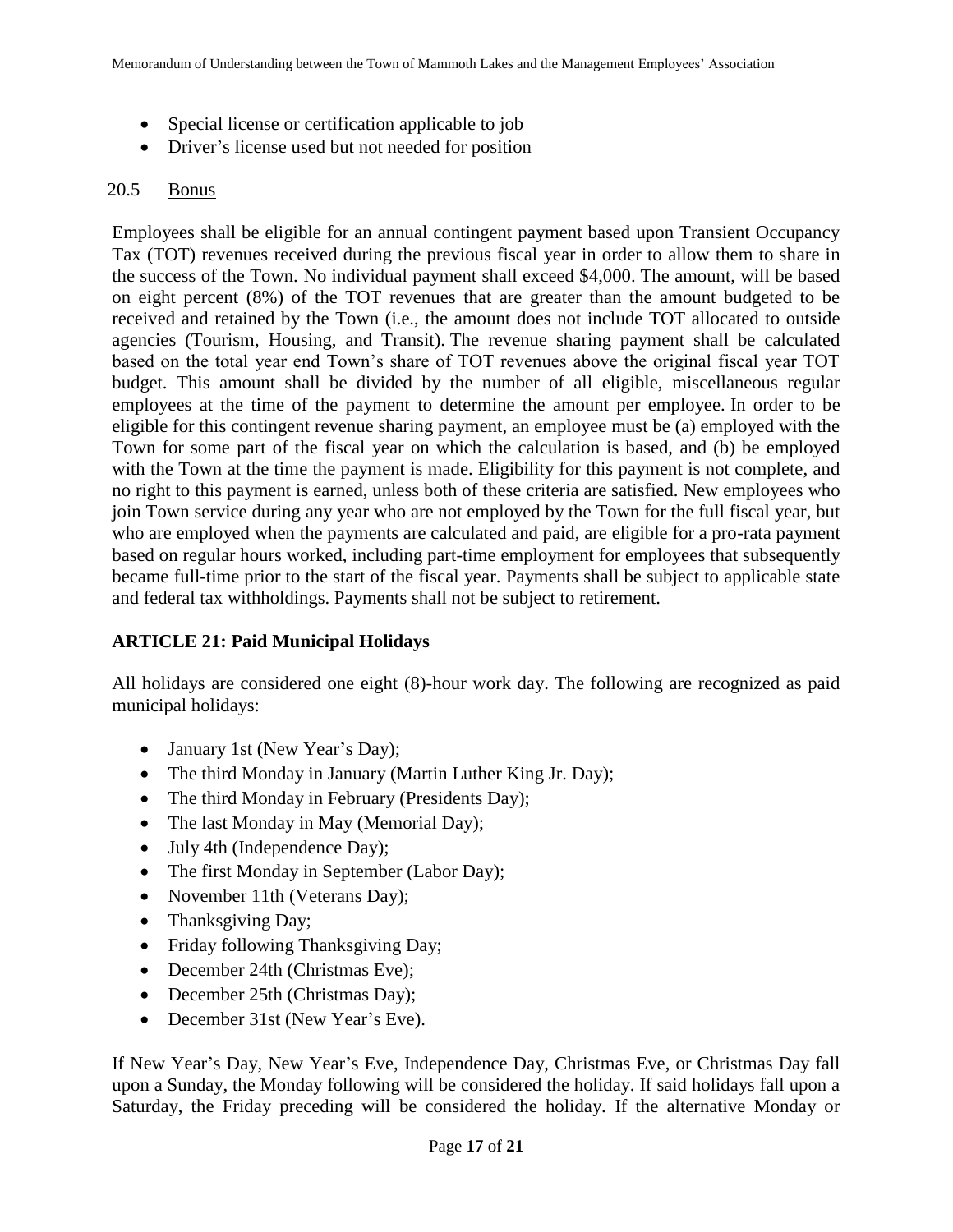- Special license or certification applicable to job
- Driver's license used but not needed for position

### 20.5 Bonus

Employees shall be eligible for an annual contingent payment based upon Transient Occupancy Tax (TOT) revenues received during the previous fiscal year in order to allow them to share in the success of the Town. No individual payment shall exceed $4,000. The amount, will be based on eight percent (8%) of the TOT revenues that are greater than the amount budgeted to be received and retained by the Town (i.e., the amount does not include TOT allocated to outside agencies (Tourism, Housing, and Transit). The revenue sharing payment shall be calculated based on the total year end Town's share of TOT revenues above the original fiscal year TOT budget. This amount shall be divided by the number of all eligible, miscellaneous regular employees at the time of the payment to determine the amount per employee. In order to be eligible for this contingent revenue sharing payment, an employee must be (a) employed with the Town for some part of the fiscal year on which the calculation is based, and (b) be employed with the Town at the time the payment is made. Eligibility for this payment is not complete, and no right to this payment is earned, unless both of these criteria are satisfied. New employees who join Town service during any year who are not employed by the Town for the full fiscal year, but who are employed when the payments are calculated and paid, are eligible for a pro-rata payment based on regular hours worked, including part-time employment for employees that subsequently became full-time prior to the start of the fiscal year. Payments shall be subject to applicable state and federal tax withholdings. Payments shall not be subject to retirement.

## ARTICLE 21: Paid Municipal Holidays

All holidays are considered one eight (8)-hour work day. The following are recognized as paid municipal holidays:

- January 1st (New Year's Day);
- The third Monday in January (Martin Luther King Jr. Day);
- The third Monday in February (Presidents Day);
- The last Monday in May (Memorial Day);
- July 4th (Independence Day);
- The first Monday in September (Labor Day);
- November 11th (Veterans Day);
- Thanksgiving Day;
- Friday following Thanksgiving Day;
- December 24th (Christmas Eve);
- December 25th (Christmas Day);
- December 31st (New Year's Eve).

If New Year's Day, New Year's Eve, Independence Day, Christmas Eve, or Christmas Day fall upon a Sunday, the Monday following will be considered the holiday. If said holidays fall upon a Saturday, the Friday preceding will be considered the holiday. If the alternative Monday or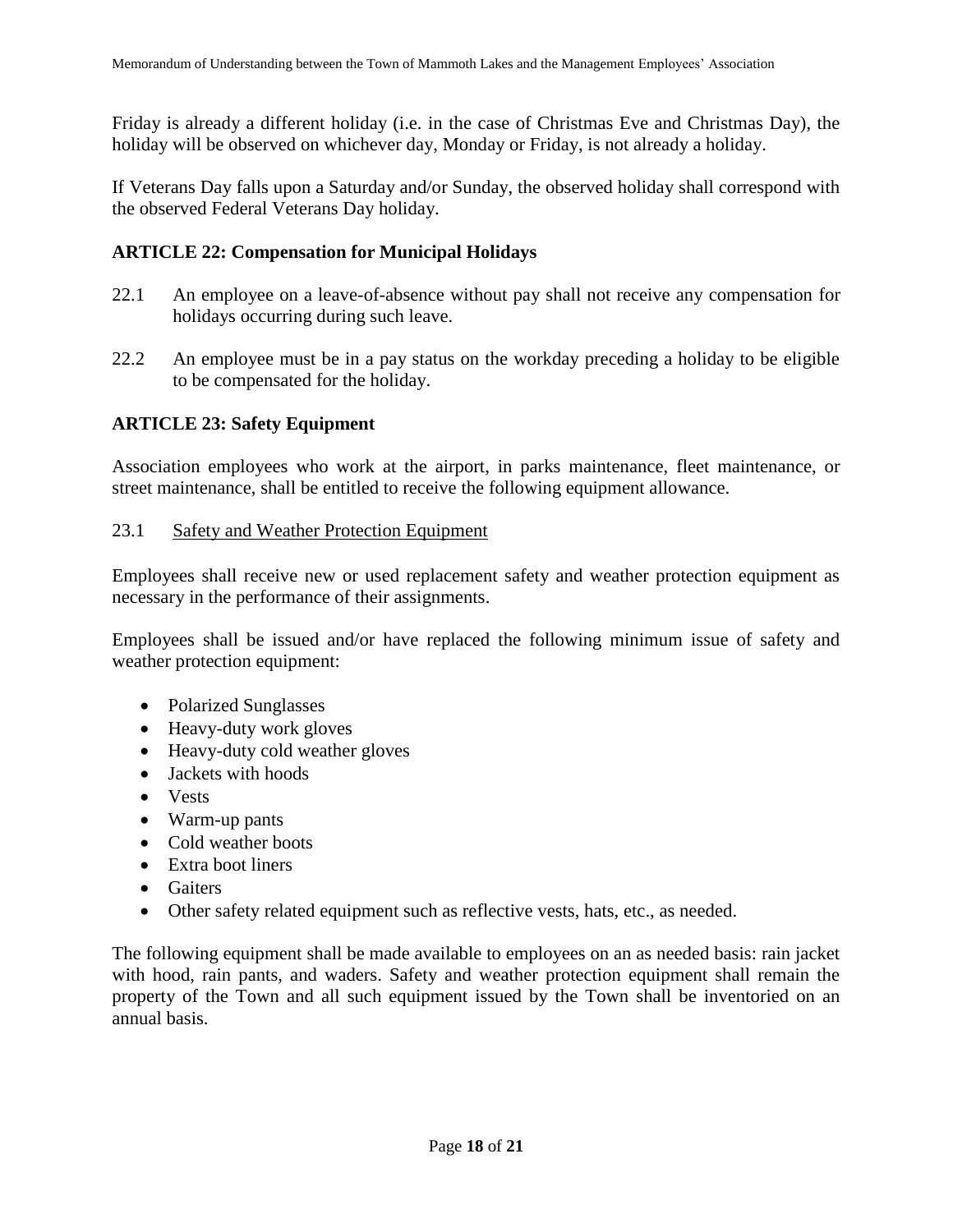Friday is already a different holiday (i.e. in the case of Christmas Eve and Christmas Day), the holiday will be observed on whichever day, Monday or Friday, is not already a holiday.

If Veterans Day falls upon a Saturday and/or Sunday, the observed holiday shall correspond with the observed Federal Veterans Day holiday.

### ARTICLE 22: Compensation for Municipal Holidays

22.1 An employee on a leave-of-absence without pay shall not receive any compensation for holidays occurring during such leave.

22.2 An employee must be in a pay status on the workday preceding a holiday to be eligible to be compensated for the holiday.

### ARTICLE 23: Safety Equipment

Association employees who work at the airport, in parks maintenance, fleet maintenance, or street maintenance, shall be entitled to receive the following equipment allowance.

23.1 Safety and Weather Protection Equipment

Employees shall receive new or used replacement safety and weather protection equipment as necessary in the performance of their assignments.

Employees shall be issued and/or have replaced the following minimum issue of safety and weather protection equipment:

- Polarized Sunglasses
- Heavy-duty work gloves
- Heavy-duty cold weather gloves
- Jackets with hoods
- Vests
- Warm-up pants
- Cold weather boots
- Extra boot liners
- Gaiters
- Other safety related equipment such as reflective vests, hats, etc., as needed.

The following equipment shall be made available to employees on an as needed basis: rain jacket with hood, rain pants, and waders. Safety and weather protection equipment shall remain the property of the Town and all such equipment issued by the Town shall be inventoried on an annual basis.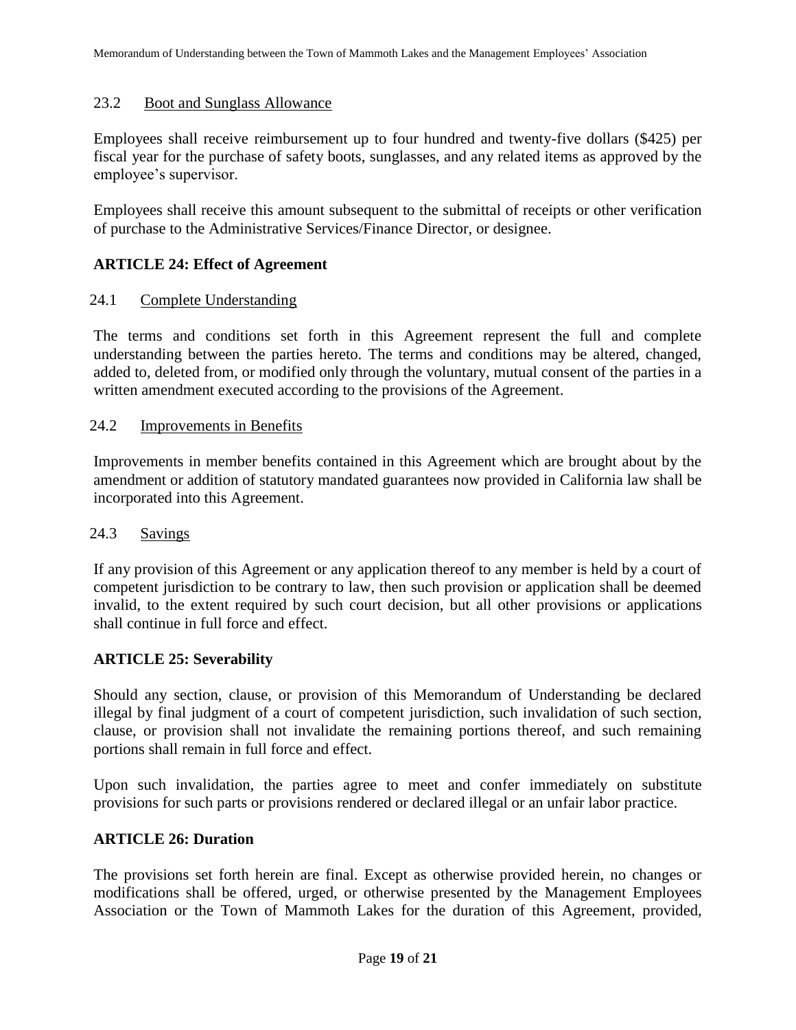### 23.2 Boot and Sunglass Allowance

Employees shall receive reimbursement up to four hundred and twenty-five dollars ($425) per fiscal year for the purchase of safety boots, sunglasses, and any related items as approved by the employee's supervisor.

Employees shall receive this amount subsequent to the submittal of receipts or other verification of purchase to the Administrative Services/Finance Director, or designee.

## ARTICLE 24: Effect of Agreement

### 24.1 Complete Understanding

The terms and conditions set forth in this Agreement represent the full and complete understanding between the parties hereto. The terms and conditions may be altered, changed, added to, deleted from, or modified only through the voluntary, mutual consent of the parties in a written amendment executed according to the provisions of the Agreement.

### 24.2 Improvements in Benefits

Improvements in member benefits contained in this Agreement which are brought about by the amendment or addition of statutory mandated guarantees now provided in California law shall be incorporated into this Agreement.

### 24.3 Savings

If any provision of this Agreement or any application thereof to any member is held by a court of competent jurisdiction to be contrary to law, then such provision or application shall be deemed invalid, to the extent required by such court decision, but all other provisions or applications shall continue in full force and effect.

## ARTICLE 25: Severability

Should any section, clause, or provision of this Memorandum of Understanding be declared illegal by final judgment of a court of competent jurisdiction, such invalidation of such section, clause, or provision shall not invalidate the remaining portions thereof, and such remaining portions shall remain in full force and effect.

Upon such invalidation, the parties agree to meet and confer immediately on substitute provisions for such parts or provisions rendered or declared illegal or an unfair labor practice.

## ARTICLE 26: Duration

The provisions set forth herein are final. Except as otherwise provided herein, no changes or modifications shall be offered, urged, or otherwise presented by the Management Employees Association or the Town of Mammoth Lakes for the duration of this Agreement, provided,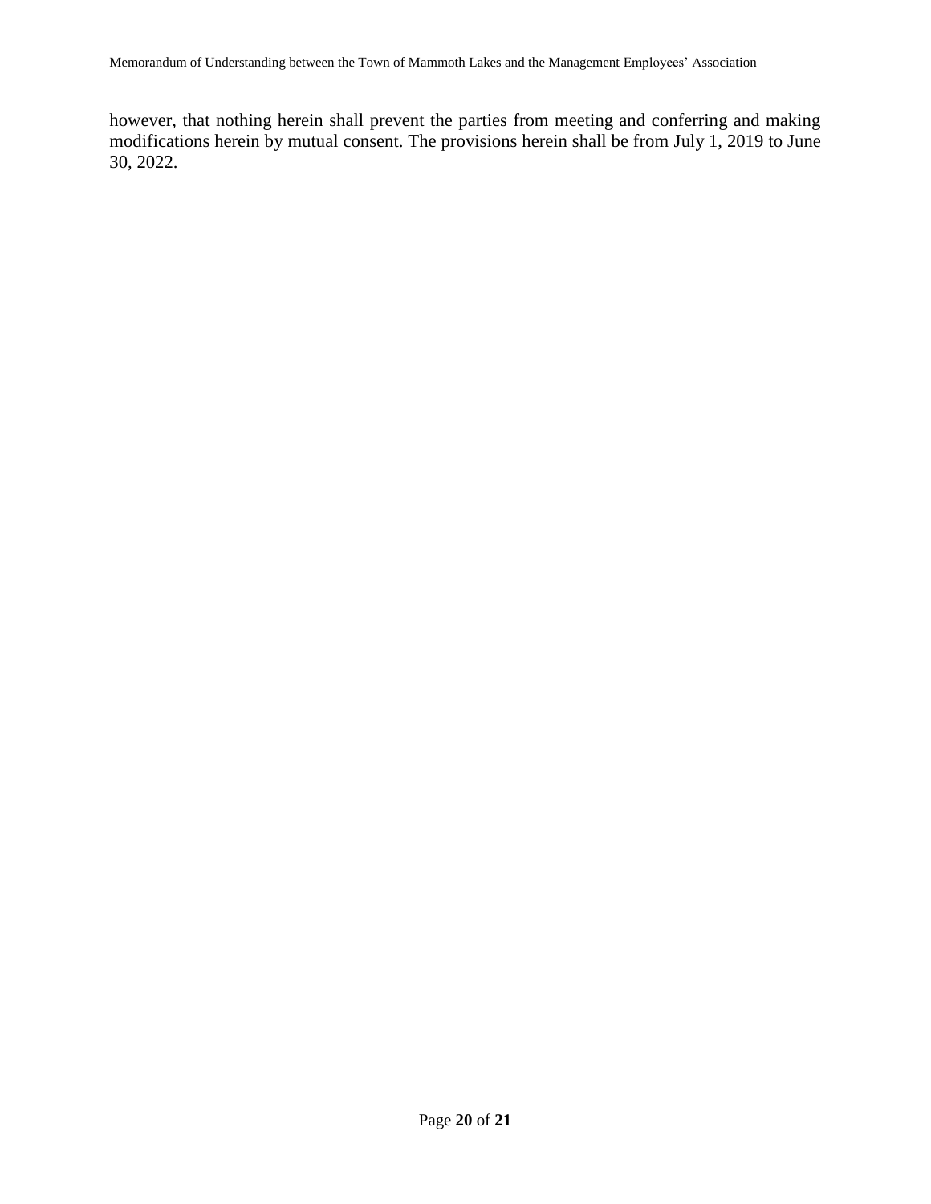however, that nothing herein shall prevent the parties from meeting and conferring and making modifications herein by mutual consent. The provisions herein shall be from July 1, 2019 to June 30, 2022.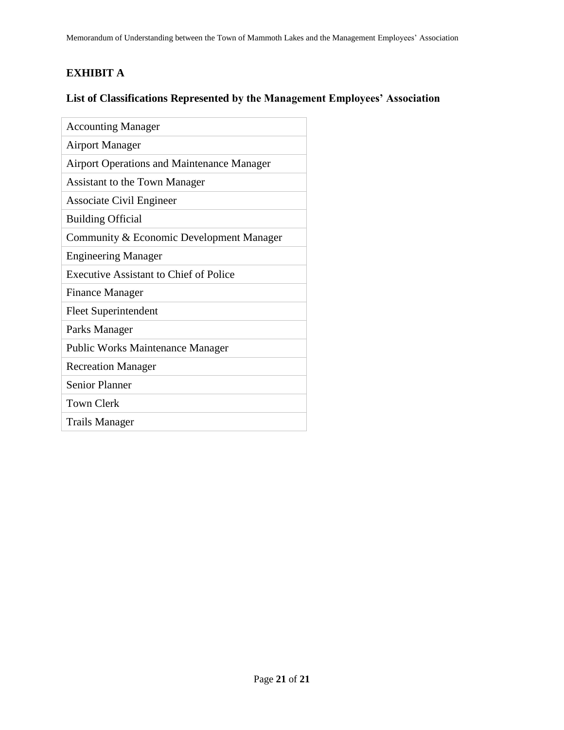## EXHIBIT A

### List of Classifications Represented by the Management Employees' Association

| |
|---|
| Accounting Manager |
| Airport Manager |
| Airport Operations and Maintenance Manager |
| Assistant to the Town Manager |
| Associate Civil Engineer |
| Building Official |
| Community & Economic Development Manager |
| Engineering Manager |
| Executive Assistant to Chief of Police |
| Finance Manager |
| Fleet Superintendent |
| Parks Manager |
| Public Works Maintenance Manager |
| Recreation Manager |
| Senior Planner |
| Town Clerk |
| Trails Manager |